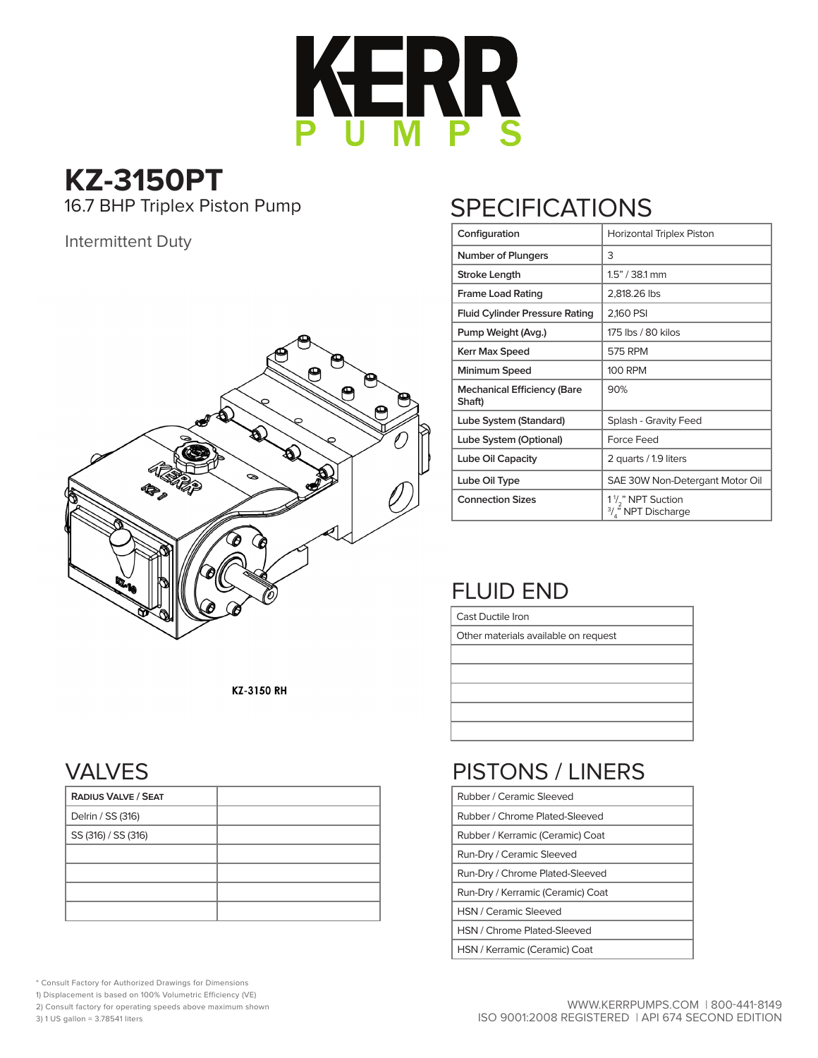# KERR PUMPS

# KZ-3150PT

16.7 BHP Triplex Piston Pump

Intermittent Duty

KZ-3150 RH

## SPECIFICATIONS

| Configuration | Horizontal Triplex Piston |
|---|---|
| Number of Plungers | 3 |
| Stroke Length | 1.5" / 38.1 mm |
| Frame Load Rating | 2,818.26 lbs |
| Fluid Cylinder Pressure Rating | 2,160 PSI |
| Pump Weight (Avg.) | 175 lbs / 80 kilos |
| Kerr Max Speed | 575 RPM |
| Minimum Speed | 100 RPM |
| Mechanical Efficiency (Bare Shaft) | 90% |
| Lube System (Standard) | Splash - Gravity Feed |
| Lube System (Optional) | Force Feed |
| Lube Oil Capacity | 2 quarts / 1.9 liters |
| Lube Oil Type | SAE 30W Non-Detergant Motor Oil |
| Connection Sizes | 1 1/2" NPT Suction<br>3/4" NPT Discharge |

## FLUID END

| Cast Ductile Iron |
|---|
| Other materials available on request |
| |
| |
| |
| |
| |

## VALVES

| Radius Valve / Seat | |
|---|---|
| Delrin / SS (316) | |
| SS (316) / SS (316) | |
| | |
| | |
| | |
| | |

## PISTONS / LINERS

| Rubber / Ceramic Sleeved |
|---|
| Rubber / Chrome Plated-Sleeved |
| Rubber / Kerramic (Ceramic) Coat |
| Run-Dry / Ceramic Sleeved |
| Run-Dry / Chrome Plated-Sleeved |
| Run-Dry / Kerramic (Ceramic) Coat |
| HSN / Ceramic Sleeved |
| HSN / Chrome Plated-Sleeved |
| HSN / Kerramic (Ceramic) Coat |

\* Consult Factory for Authorized Drawings for Dimensions
1) Displacement is based on 100% Volumetric Efficiency (VE)
2) Consult factory for operating speeds above maximum shown
3) 1 US gallon = 3.78541 liters

WWW.KERRPUMPS.COM | 800-441-8149
ISO 9001:2008 REGISTERED | API 674 SECOND EDITION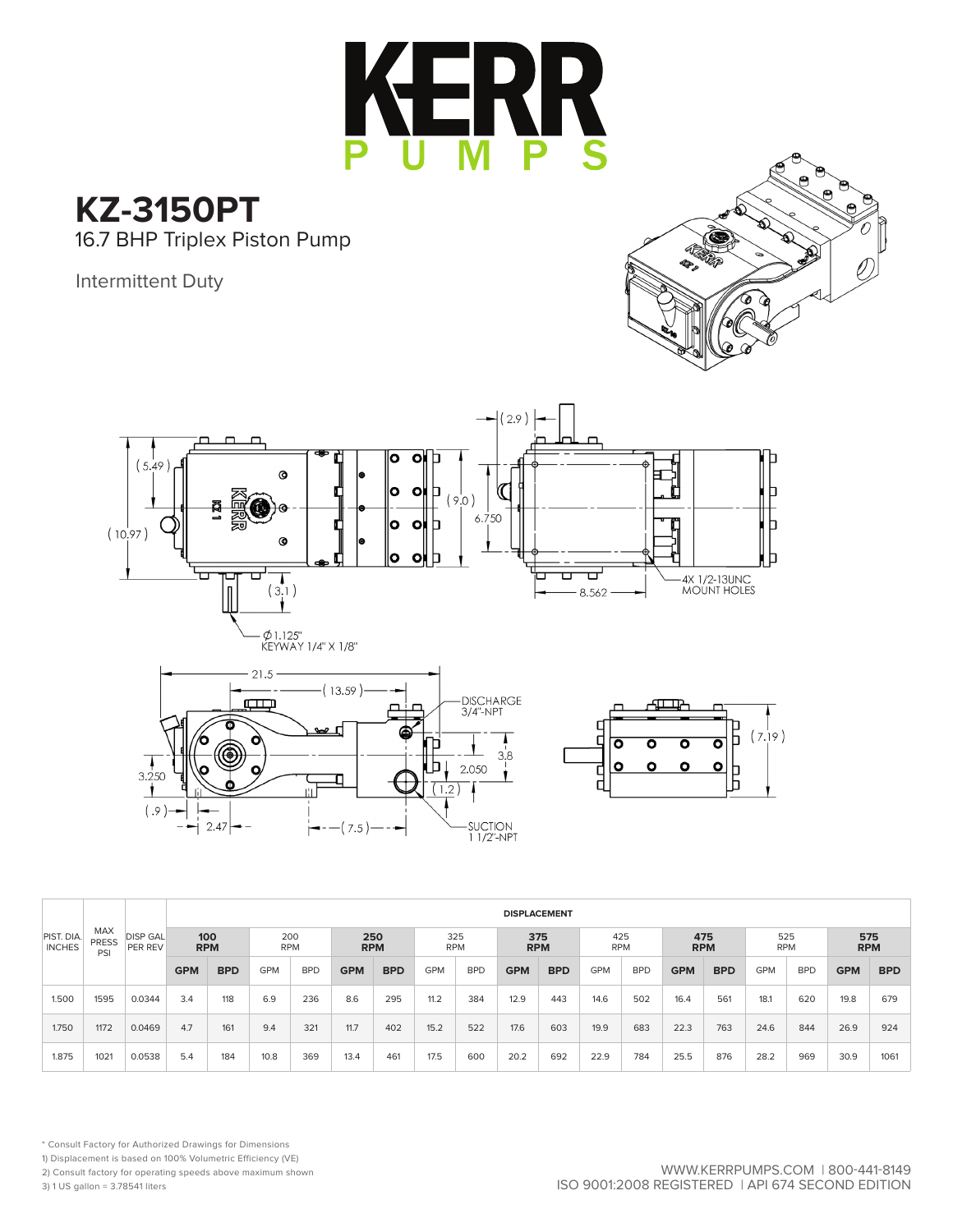# KZ-3150PT

16.7 BHP Triplex Piston Pump

Intermittent Duty

( 2.9 )

( 5.49 )

( 10.97 )

( 9.0 )

6.750

( 3.1 )

Ø 1.125"
KEYWAY 1/4" X 1/8"

8.562

4X 1/2-13UNC
MOUNT HOLES

21.5

( 13.59 )

DISCHARGE
3/4"-NPT

3.8

2.050

( 1.2 )

3.250

( .9 )

2.47

( 7.5 )

SUCTION
1 1/2"-NPT

( 7.19 )

| PIST. DIA. INCHES | MAX PRESS PSI | DISP GAL PER REV | DISPLACEMENT | | | | | | | | | | | | | | | | | |
|---|---|---|---|---|---|---|---|---|---|---|---|---|---|---|---|---|---|---|---|---|
| | | | 100 RPM | | 200 RPM | | 250 RPM | | 325 RPM | | 375 RPM | | 425 RPM | | 475 RPM | | 525 RPM | | 575 RPM | |
| | | | GPM | BPD | GPM | BPD | GPM | BPD | GPM | BPD | GPM | BPD | GPM | BPD | GPM | BPD | GPM | BPD | GPM | BPD |
| 1.500 | 1595 | 0.0344 | 3.4 | 118 | 6.9 | 236 | 8.6 | 295 | 11.2 | 384 | 12.9 | 443 | 14.6 | 502 | 16.4 | 561 | 18.1 | 620 | 19.8 | 679 |
| 1.750 | 1172 | 0.0469 | 4.7 | 161 | 9.4 | 321 | 11.7 | 402 | 15.2 | 522 | 17.6 | 603 | 19.9 | 683 | 22.3 | 763 | 24.6 | 844 | 26.9 | 924 |
| 1.875 | 1021 | 0.0538 | 5.4 | 184 | 10.8 | 369 | 13.4 | 461 | 17.5 | 600 | 20.2 | 692 | 22.9 | 784 | 25.5 | 876 | 28.2 | 969 | 30.9 | 1061 |

* Consult Factory for Authorized Drawings for Dimensions

1) Displacement is based on 100% Volumetric Efficiency (VE)

2) Consult factory for operating speeds above maximum shown

3) 1 US gallon = 3.78541 liters

WWW.KERRPUMPS.COM | 800-441-8149
ISO 9001:2008 REGISTERED | API 674 SECOND EDITION